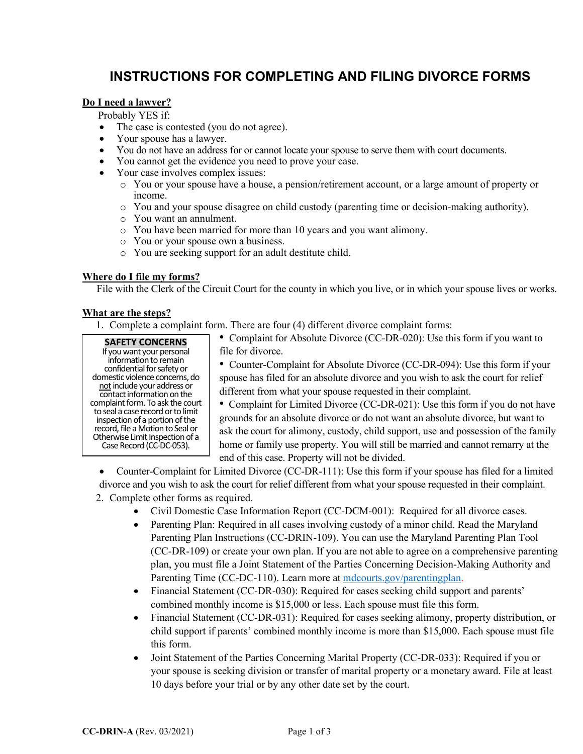# INSTRUCTIONS FOR COMPLETING AND FILING DIVORCE FORMS

**Do I need a lawyer?**

Probably YES if:

- The case is contested (you do not agree).
- Your spouse has a lawyer.
- You do not have an address for or cannot locate your spouse to serve them with court documents.
- You cannot get the evidence you need to prove your case.
- Your case involves complex issues:
  - You or your spouse have a house, a pension/retirement account, or a large amount of property or income.
  - You and your spouse disagree on child custody (parenting time or decision-making authority).
  - You want an annulment.
  - You have been married for more than 10 years and you want alimony.
  - You or your spouse own a business.
  - You are seeking support for an adult destitute child.

**Where do I file my forms?**

File with the Clerk of the Circuit Court for the county in which you live, or in which your spouse lives or works.

**What are the steps?**

1. Complete a complaint form. There are four (4) different divorce complaint forms:

> **SAFETY CONCERNS**
> If you want your personal information to remain confidential for safety or domestic violence concerns, do not include your address or contact information on the complaint form. To ask the court to seal a case record or to limit inspection of a portion of the record, file a Motion to Seal or Otherwise Limit Inspection of a Case Record (CC-DC-053).

- Complaint for Absolute Divorce (CC-DR-020): Use this form if you want to file for divorce.
- Counter-Complaint for Absolute Divorce (CC-DR-094): Use this form if your spouse has filed for an absolute divorce and you wish to ask the court for relief different from what your spouse requested in their complaint.
- Complaint for Limited Divorce (CC-DR-021): Use this form if you do not have grounds for an absolute divorce or do not want an absolute divorce, but want to ask the court for alimony, custody, child support, use and possession of the family home or family use property. You will still be married and cannot remarry at the end of this case. Property will not be divided.
- Counter-Complaint for Limited Divorce (CC-DR-111): Use this form if your spouse has filed for a limited divorce and you wish to ask the court for relief different from what your spouse requested in their complaint.

2. Complete other forms as required.
   - Civil Domestic Case Information Report (CC-DCM-001): Required for all divorce cases.
   - Parenting Plan: Required in all cases involving custody of a minor child. Read the Maryland Parenting Plan Instructions (CC-DRIN-109). You can use the Maryland Parenting Plan Tool (CC-DR-109) or create your own plan. If you are not able to agree on a comprehensive parenting plan, you must file a Joint Statement of the Parties Concerning Decision-Making Authority and Parenting Time (CC-DC-110). Learn more at mdcourts.gov/parentingplan.
   - Financial Statement (CC-DR-030): Required for cases seeking child support and parents' combined monthly income is $15,000 or less. Each spouse must file this form.
   - Financial Statement (CC-DR-031): Required for cases seeking alimony, property distribution, or child support if parents' combined monthly income is more than $15,000. Each spouse must file this form.
   - Joint Statement of the Parties Concerning Marital Property (CC-DR-033): Required if you or your spouse is seeking division or transfer of marital property or a monetary award. File at least 10 days before your trial or by any other date set by the court.

CC-DRIN-A (Rev. 03/2021)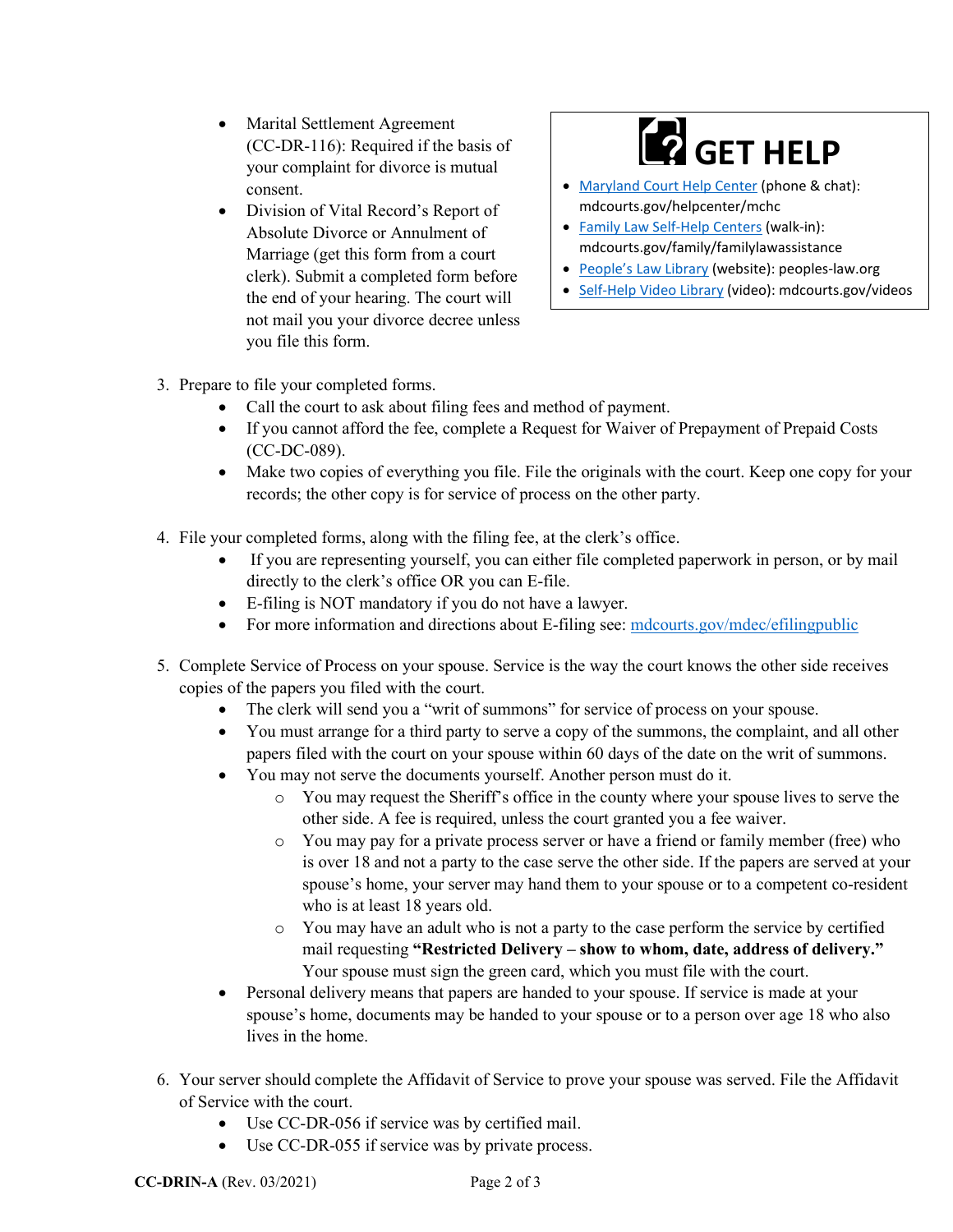- Marital Settlement Agreement (CC-DR-116): Required if the basis of your complaint for divorce is mutual consent.
- Division of Vital Record's Report of Absolute Divorce or Annulment of Marriage (get this form from a court clerk). Submit a completed form before the end of your hearing. The court will not mail you your divorce decree unless you file this form.

## GET HELP

- Maryland Court Help Center (phone & chat): mdcourts.gov/helpcenter/mchc
- Family Law Self-Help Centers (walk-in): mdcourts.gov/family/familylawassistance
- People's Law Library (website): peoples-law.org
- Self-Help Video Library (video): mdcourts.gov/videos

3. Prepare to file your completed forms.
   - Call the court to ask about filing fees and method of payment.
   - If you cannot afford the fee, complete a Request for Waiver of Prepayment of Prepaid Costs (CC-DC-089).
   - Make two copies of everything you file. File the originals with the court. Keep one copy for your records; the other copy is for service of process on the other party.

4. File your completed forms, along with the filing fee, at the clerk's office.
   - If you are representing yourself, you can either file completed paperwork in person, or by mail directly to the clerk's office OR you can E-file.
   - E-filing is NOT mandatory if you do not have a lawyer.
   - For more information and directions about E-filing see: mdcourts.gov/mdec/efilingpublic

5. Complete Service of Process on your spouse. Service is the way the court knows the other side receives copies of the papers you filed with the court.
   - The clerk will send you a "writ of summons" for service of process on your spouse.
   - You must arrange for a third party to serve a copy of the summons, the complaint, and all other papers filed with the court on your spouse within 60 days of the date on the writ of summons.
   - You may not serve the documents yourself. Another person must do it.
     - You may request the Sheriff's office in the county where your spouse lives to serve the other side. A fee is required, unless the court granted you a fee waiver.
     - You may pay for a private process server or have a friend or family member (free) who is over 18 and not a party to the case serve the other side. If the papers are served at your spouse's home, your server may hand them to your spouse or to a competent co-resident who is at least 18 years old.
     - You may have an adult who is not a party to the case perform the service by certified mail requesting **"Restricted Delivery – show to whom, date, address of delivery."** Your spouse must sign the green card, which you must file with the court.
   - Personal delivery means that papers are handed to your spouse. If service is made at your spouse's home, documents may be handed to your spouse or to a person over age 18 who also lives in the home.

6. Your server should complete the Affidavit of Service to prove your spouse was served. File the Affidavit of Service with the court.
   - Use CC-DR-056 if service was by certified mail.
   - Use CC-DR-055 if service was by private process.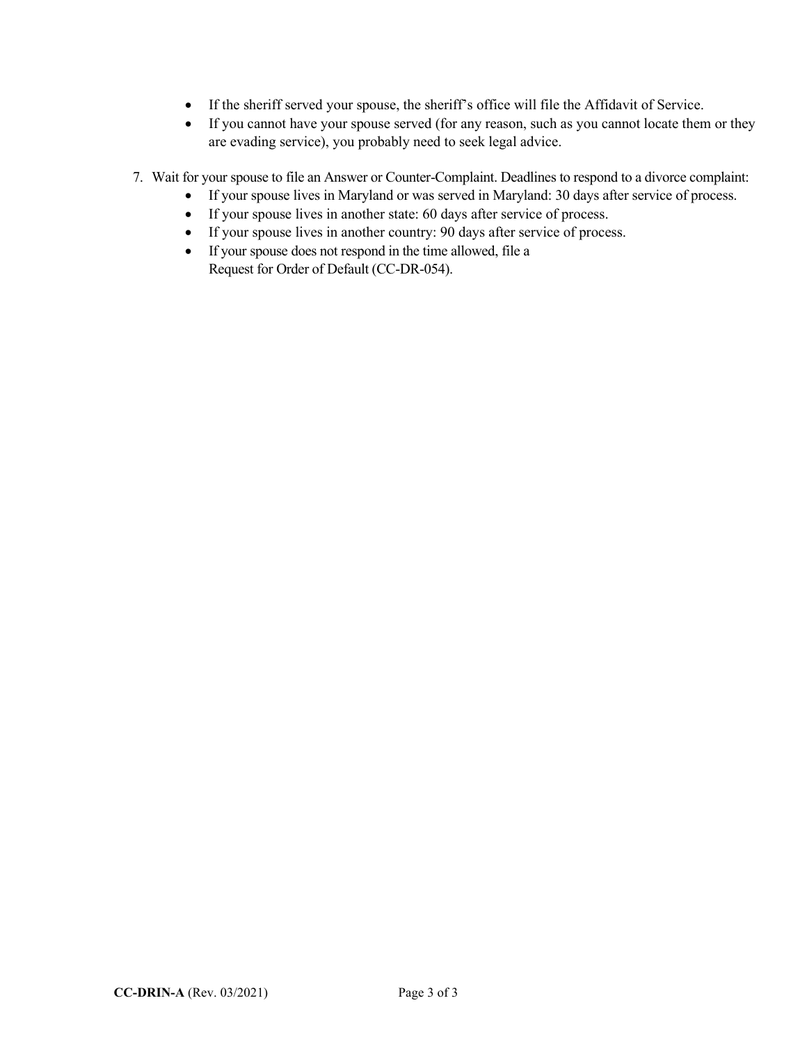- If the sheriff served your spouse, the sheriff's office will file the Affidavit of Service.
- If you cannot have your spouse served (for any reason, such as you cannot locate them or they are evading service), you probably need to seek legal advice.

7. Wait for your spouse to file an Answer or Counter-Complaint. Deadlines to respond to a divorce complaint:
   - If your spouse lives in Maryland or was served in Maryland: 30 days after service of process.
   - If your spouse lives in another state: 60 days after service of process.
   - If your spouse lives in another country: 90 days after service of process.
   - If your spouse does not respond in the time allowed, file a Request for Order of Default (CC-DR-054).

**CC-DRIN-A** (Rev. 03/2021)